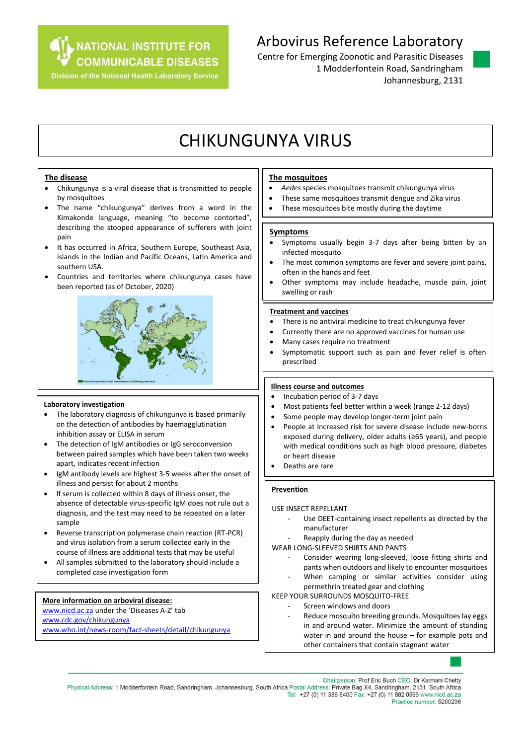NATIONAL INSTITUTE FOR COMMUNICABLE DISEASES
Division of the National Health Laboratory Service

Arbovirus Reference Laboratory
Centre for Emerging Zoonotic and Parasitic Diseases
1 Modderfontein Road, Sandringham
Johannesburg, 2131

# CHIKUNGUNYA VIRUS

## The disease

- Chikungunya is a viral disease that is transmitted to people by mosquitoes
- The name "chikungunya" derives from a word in the Kimakonde language, meaning "to become contorted", describing the stooped appearance of sufferers with joint pain
- It has occurred in Africa, Southern Europe, Southeast Asia, islands in the Indian and Pacific Oceans, Latin America and southern USA.
- Countries and territories where chikungunya cases have been reported (as of October, 2020)

Current or previous local transmission of chikungunya virus

## Laboratory investigation

- The laboratory diagnosis of chikungunya is based primarily on the detection of antibodies by haemagglutination inhibition assay or ELISA in serum
- The detection of IgM antibodies or IgG seroconversion between paired samples which have been taken two weeks apart, indicates recent infection
- IgM antibody levels are highest 3-5 weeks after the onset of illness and persist for about 2 months
- If serum is collected within 8 days of illness onset, the absence of detectable virus-specific IgM does not rule out a diagnosis, and the test may need to be repeated on a later sample
- Reverse transcription polymerase chain reaction (RT-PCR) and virus isolation from a serum collected early in the course of illness are additional tests that may be useful
- All samples submitted to the laboratory should include a completed case investigation form

## More information on arboviral disease:

www.nicd.ac.za under the 'Diseases A-Z' tab
www.cdc.gov/chikungunya
www.who.int/news-room/fact-sheets/detail/chikungunya

## The mosquitoes

- *Aedes* species mosquitoes transmit chikungunya virus
- These same mosquitoes transmit dengue and Zika virus
- These mosquitoes bite mostly during the daytime

## Symptoms

- Symptoms usually begin 3-7 days after being bitten by an infected mosquito
- The most common symptoms are fever and severe joint pains, often in the hands and feet
- Other symptoms may include headache, muscle pain, joint swelling or rash

## Treatment and vaccines

- There is no antiviral medicine to treat chikungunya fever
- Currently there are no approved vaccines for human use
- Many cases require no treatment
- Symptomatic support such as pain and fever relief is often prescribed

## Illness course and outcomes

- Incubation period of 3-7 days
- Most patients feel better within a week (range 2-12 days)
- Some people may develop longer-term joint pain
- People at increased risk for severe disease include new-borns exposed during delivery, older adults (≥65 years), and people with medical conditions such as high blood pressure, diabetes or heart disease
- Deaths are rare

## Prevention

USE INSECT REPELLANT

- Use DEET-containing insect repellents as directed by the manufacturer
- Reapply during the day as needed

WEAR LONG-SLEEVED SHIRTS AND PANTS

- Consider wearing long-sleeved, loose fitting shirts and pants when outdoors and likely to encounter mosquitoes
- When camping or similar activities consider using permethrin treated gear and clothing

KEEP YOUR SURROUNDS MOSQUITO-FREE

- Screen windows and doors
- Reduce mosquito breeding grounds. Mosquitoes lay eggs in and around water. Minimize the amount of standing water in and around the house – for example pots and other containers that contain stagnant water

Chairperson: Prof Eric Buch CEO: Dr Karmani Chetty
Physical Address: 1 Modderfontein Road, Sandringham, Johannesburg, South Africa Postal Address: Private Bag X4, Sandringham, 2131, South Africa
Tel: +27 (0) 11 386 6400 Fax: +27 (0) 11 882 0596 www.nicd.ac.za
Practice number: 5200296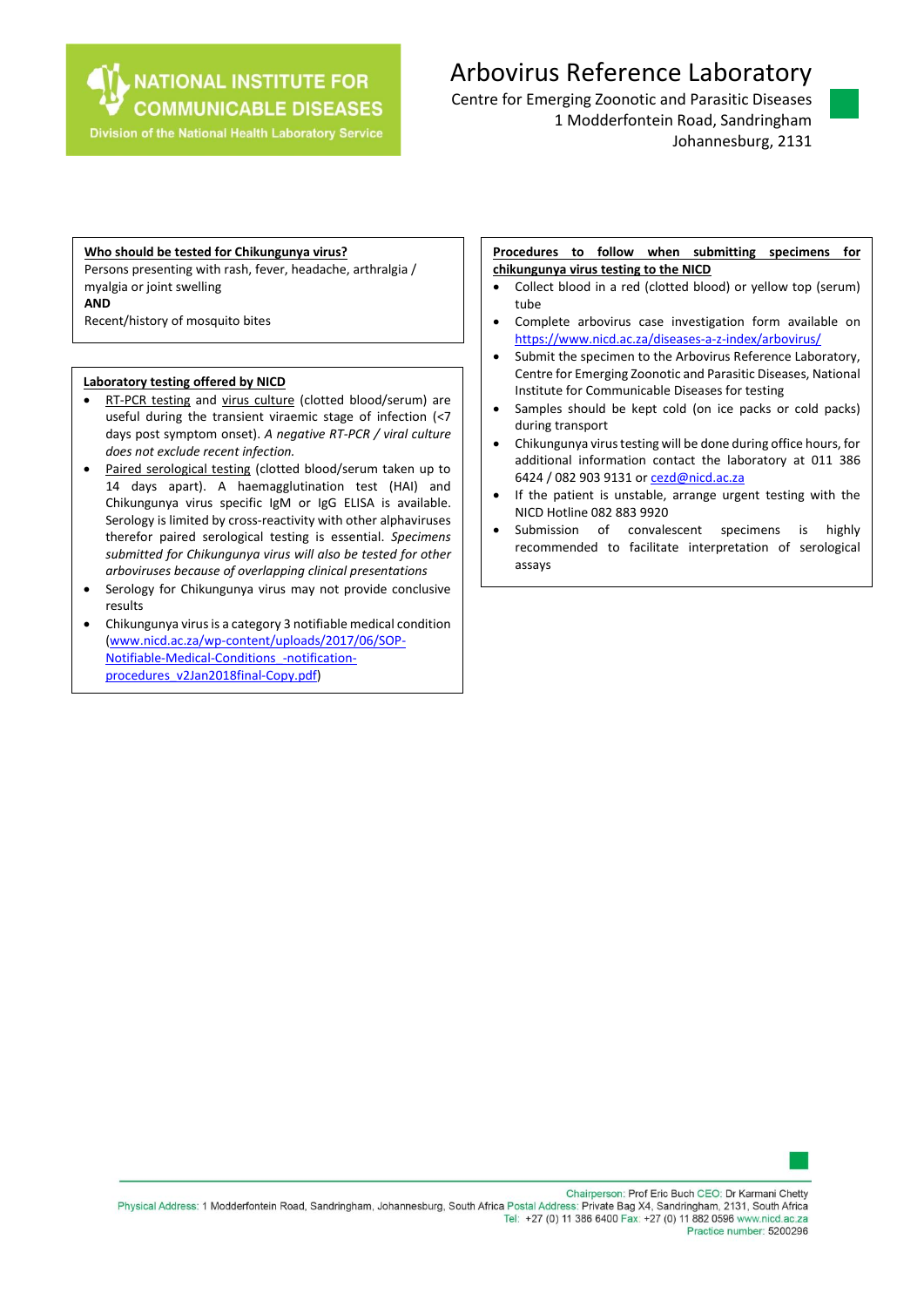# Arbovirus Reference Laboratory

Centre for Emerging Zoonotic and Parasitic Diseases
1 Modderfontein Road, Sandringham
Johannesburg, 2131

**Who should be tested for Chikungunya virus?**

Persons presenting with rash, fever, headache, arthralgia / myalgia or joint swelling

**AND**

Recent/history of mosquito bites

**Laboratory testing offered by NICD**

- RT-PCR testing and virus culture (clotted blood/serum) are useful during the transient viraemic stage of infection (<7 days post symptom onset). *A negative RT-PCR / viral culture does not exclude recent infection.*
- Paired serological testing (clotted blood/serum taken up to 14 days apart). A haemagglutination test (HAI) and Chikungunya virus specific IgM or IgG ELISA is available. Serology is limited by cross-reactivity with other alphaviruses therefor paired serological testing is essential. *Specimens submitted for Chikungunya virus will also be tested for other arboviruses because of overlapping clinical presentations*
- Serology for Chikungunya virus may not provide conclusive results
- Chikungunya virus is a category 3 notifiable medical condition (www.nicd.ac.za/wp-content/uploads/2017/06/SOP-Notifiable-Medical-Conditions_-notification-procedures_v2Jan2018final-Copy.pdf)

**Procedures to follow when submitting specimens for chikungunya virus testing to the NICD**

- Collect blood in a red (clotted blood) or yellow top (serum) tube
- Complete arbovirus case investigation form available on https://www.nicd.ac.za/diseases-a-z-index/arbovirus/
- Submit the specimen to the Arbovirus Reference Laboratory, Centre for Emerging Zoonotic and Parasitic Diseases, National Institute for Communicable Diseases for testing
- Samples should be kept cold (on ice packs or cold packs) during transport
- Chikungunya virus testing will be done during office hours, for additional information contact the laboratory at 011 386 6424 / 082 903 9131 or cezd@nicd.ac.za
- If the patient is unstable, arrange urgent testing with the NICD Hotline 082 883 9920
- Submission of convalescent specimens is highly recommended to facilitate interpretation of serological assays